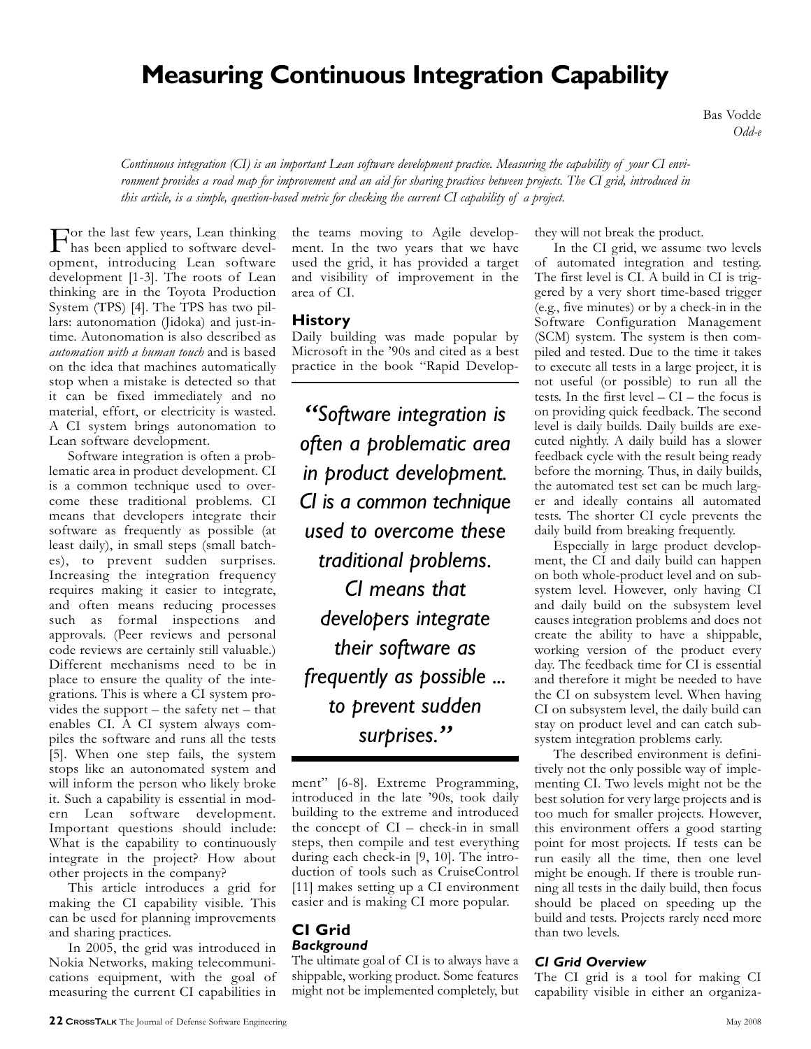# Measuring Continuous Integration Capability

Bas Vodde
*Odd-e*

*Continuous integration (CI) is an important Lean software development practice. Measuring the capability of your CI environment provides a road map for improvement and an aid for sharing practices between projects. The CI grid, introduced in this article, is a simple, question-based metric for checking the current CI capability of a project.*

For the last few years, Lean thinking has been applied to software development, introducing Lean software development [1-3]. The roots of Lean thinking are in the Toyota Production System (TPS) [4]. The TPS has two pillars: autonomation (Jidoka) and just-in-time. Autonomation is also described as *automation with a human touch* and is based on the idea that machines automatically stop when a mistake is detected so that it can be fixed immediately and no material, effort, or electricity is wasted. A CI system brings autonomation to Lean software development.

Software integration is often a problematic area in product development. CI is a common technique used to overcome these traditional problems. CI means that developers integrate their software as frequently as possible (at least daily), in small steps (small batches), to prevent sudden surprises. Increasing the integration frequency requires making it easier to integrate, and often means reducing processes such as formal inspections and approvals. (Peer reviews and personal code reviews are certainly still valuable.) Different mechanisms need to be in place to ensure the quality of the integrations. This is where a CI system provides the support – the safety net – that enables CI. A CI system always compiles the software and runs all the tests [5]. When one step fails, the system stops like an autonomated system and will inform the person who likely broke it. Such a capability is essential in modern Lean software development. Important questions should include: What is the capability to continuously integrate in the project? How about other projects in the company?

This article introduces a grid for making the CI capability visible. This can be used for planning improvements and sharing practices.

In 2005, the grid was introduced in Nokia Networks, making telecommunications equipment, with the goal of measuring the current CI capabilities in the teams moving to Agile development. In the two years that we have used the grid, it has provided a target and visibility of improvement in the area of CI.

## History

Daily building was made popular by Microsoft in the '90s and cited as a best practice in the book "Rapid Development" [6-8]. Extreme Programming, introduced in the late '90s, took daily building to the extreme and introduced the concept of CI – check-in in small steps, then compile and test everything during each check-in [9, 10]. The introduction of tools such as CruiseControl [11] makes setting up a CI environment easier and is making CI more popular.

> *"Software integration is often a problematic area in product development. CI is a common technique used to overcome these traditional problems. CI means that developers integrate their software as frequently as possible ... to prevent sudden surprises."*

## CI Grid

### Background

The ultimate goal of CI is to always have a shippable, working product. Some features might not be implemented completely, but they will not break the product.

In the CI grid, we assume two levels of automated integration and testing. The first level is CI. A build in CI is triggered by a very short time-based trigger (e.g., five minutes) or by a check-in in the Software Configuration Management (SCM) system. The system is then compiled and tested. Due to the time it takes to execute all tests in a large project, it is not useful (or possible) to run all the tests. In the first level – CI – the focus is on providing quick feedback. The second level is daily builds. Daily builds are executed nightly. A daily build has a slower feedback cycle with the result being ready before the morning. Thus, in daily builds, the automated test set can be much larger and ideally contains all automated tests. The shorter CI cycle prevents the daily build from breaking frequently.

Especially in large product development, the CI and daily build can happen on both whole-product level and on subsystem level. However, only having CI and daily build on the subsystem level causes integration problems and does not create the ability to have a shippable, working version of the product every day. The feedback time for CI is essential and therefore it might be needed to have the CI on subsystem level. When having CI on subsystem level, the daily build can stay on product level and can catch subsystem integration problems early.

The described environment is definitively not the only possible way of implementing CI. Two levels might not be the best solution for very large projects and is too much for smaller projects. However, this environment offers a good starting point for most projects. If tests can be run easily all the time, then one level might be enough. If there is trouble running all tests in the daily build, then focus should be placed on speeding up the build and tests. Projects rarely need more than two levels.

### CI Grid Overview

The CI grid is a tool for making CI capability visible in either an organiza-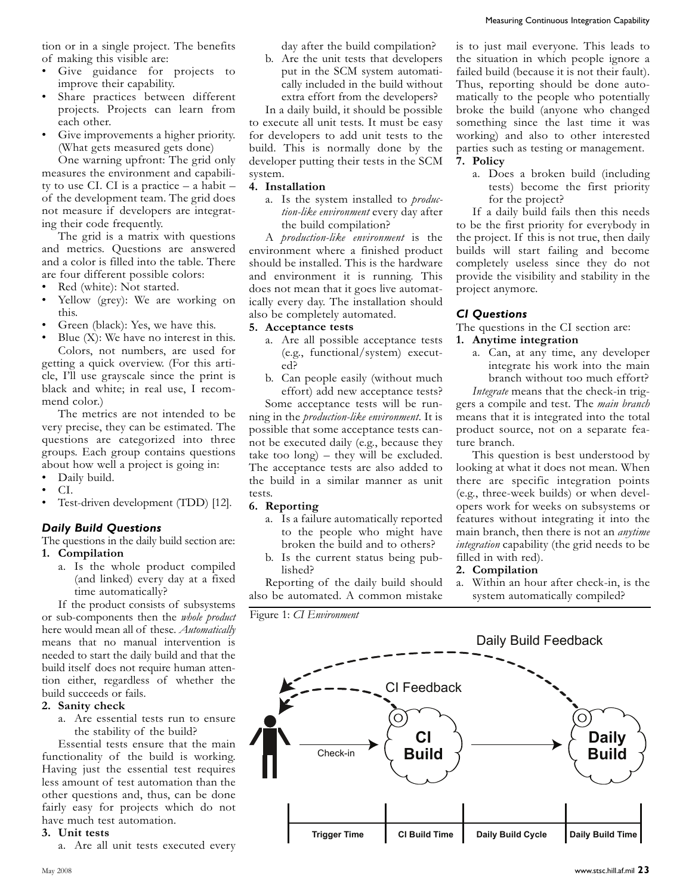tion or in a single project. The benefits of making this visible are:

- Give guidance for projects to improve their capability.
- Share practices between different projects. Projects can learn from each other.
- Give improvements a higher priority. (What gets measured gets done)

One warning upfront: The grid only measures the environment and capability to use CI. CI is a practice – a habit – of the development team. The grid does not measure if developers are integrating their code frequently.

The grid is a matrix with questions and metrics. Questions are answered and a color is filled into the table. There are four different possible colors:

- Red (white): Not started.
- Yellow (grey): We are working on this.
- Green (black): Yes, we have this.
- Blue (X): We have no interest in this.

Colors, not numbers, are used for getting a quick overview. (For this article, I'll use grayscale since the print is black and white; in real use, I recommend color.)

The metrics are not intended to be very precise, they can be estimated. The questions are categorized into three groups. Each group contains questions about how well a project is going in:

- Daily build.
- CI.
- Test-driven development (TDD) [12].

### *Daily Build Questions*

The questions in the daily build section are:

**1. Compilation**

a. Is the whole product compiled (and linked) every day at a fixed time automatically?

If the product consists of subsystems or sub-components then the *whole product* here would mean all of these. *Automatically* means that no manual intervention is needed to start the daily build and that the build itself does not require human attention either, regardless of whether the build succeeds or fails.

**2. Sanity check**

a. Are essential tests run to ensure the stability of the build?

Essential tests ensure that the main functionality of the build is working. Having just the essential test requires less amount of test automation than the other questions and, thus, can be done fairly easy for projects which do not have much test automation.

**3. Unit tests**

a. Are all unit tests executed every day after the build compilation?

b. Are the unit tests that developers put in the SCM system automatically included in the build without extra effort from the developers?

In a daily build, it should be possible to execute all unit tests. It must be easy for developers to add unit tests to the build. This is normally done by the developer putting their tests in the SCM system.

**4. Installation**

a. Is the system installed to *production-like environment* every day after the build compilation?

A *production-like environment* is the environment where a finished product should be installed. This is the hardware and environment it is running. This does not mean that it goes live automatically every day. The installation should also be completely automated.

**5. Acceptance tests**

a. Are all possible acceptance tests (e.g., functional/system) executed?

b. Can people easily (without much effort) add new acceptance tests?

Some acceptance tests will be running in the *production-like environment*. It is possible that some acceptance tests cannot be executed daily (e.g., because they take too long) – they will be excluded. The acceptance tests are also added to the build in a similar manner as unit tests.

**6. Reporting**

a. Is a failure automatically reported to the people who might have broken the build and to others?

b. Is the current status being published?

Reporting of the daily build should also be automated. A common mistake is to just mail everyone. This leads to the situation in which people ignore a failed build (because it is not their fault). Thus, reporting should be done automatically to the people who potentially broke the build (anyone who changed something since the last time it was working) and also to other interested parties such as testing or management.

**7. Policy**

a. Does a broken build (including tests) become the first priority for the project?

If a daily build fails then this needs to be the first priority for everybody in the project. If this is not true, then daily builds will start failing and become completely useless since they do not provide the visibility and stability in the project anymore.

### *CI Questions*

The questions in the CI section are:

**1. Anytime integration**

a. Can, at any time, any developer integrate his work into the main branch without too much effort?

*Integrate* means that the check-in triggers a compile and test. The *main branch* means that it is integrated into the total product source, not on a separate feature branch.

This question is best understood by looking at what it does not mean. When there are specific integration points (e.g., three-week builds) or when developers work for weeks on subsystems or features without integrating it into the main branch, then there is not an *anytime integration* capability (the grid needs to be filled in with red).

**2. Compilation**

a. Within an hour after check-in, is the system automatically compiled?

Figure 1: *CI Environment*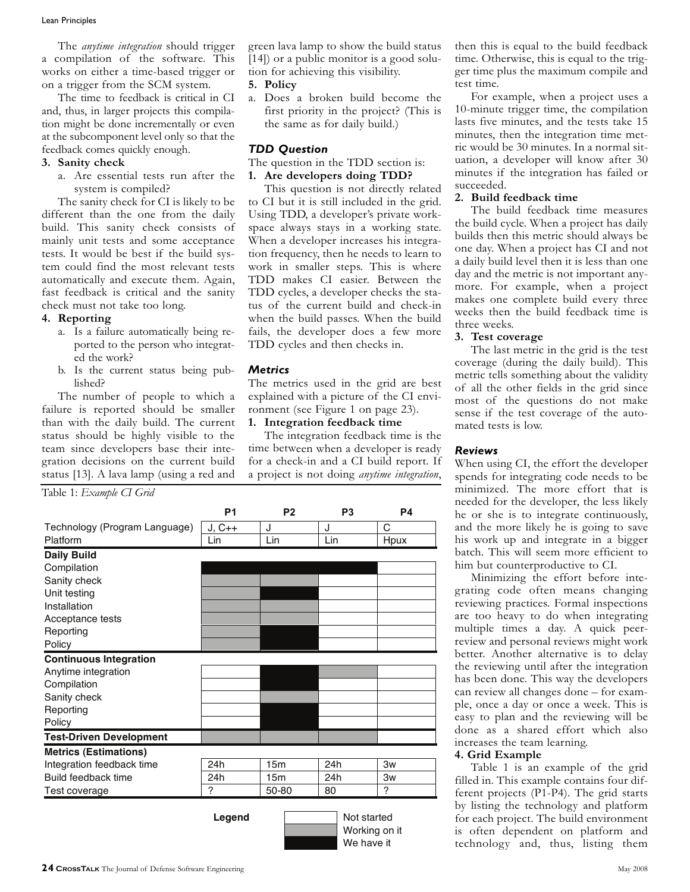The *anytime integration* should trigger a compilation of the software. This works on either a time-based trigger or on a trigger from the SCM system.

The time to feedback is critical in CI and, thus, in larger projects this compilation might be done incrementally or even at the subcomponent level only so that the feedback comes quickly enough.

**3. Sanity check**

a. Are essential tests run after the system is compiled?

The sanity check for CI is likely to be different than the one from the daily build. This sanity check consists of mainly unit tests and some acceptance tests. It would be best if the build system could find the most relevant tests automatically and execute them. Again, fast feedback is critical and the sanity check must not take too long.

**4. Reporting**

a. Is a failure automatically being reported to the person who integrated the work?

b. Is the current status being published?

The number of people to which a failure is reported should be smaller than with the daily build. The current status should be highly visible to the team since developers base their integration decisions on the current build status [13]. A lava lamp (using a red and green lava lamp to show the build status [14]) or a public monitor is a good solution for achieving this visibility.

**5. Policy**

a. Does a broken build become the first priority in the project? (This is the same as for daily build.)

### *TDD Question*

The question in the TDD section is:

**1. Are developers doing TDD?**

This question is not directly related to CI but it is still included in the grid. Using TDD, a developer's private workspace always stays in a working state. When a developer increases his integration frequency, then he needs to learn to work in smaller steps. This is where TDD makes CI easier. Between the TDD cycles, a developer checks the status of the current build and check-in when the build passes. When the build fails, the developer does a few more TDD cycles and then checks in.

### *Metrics*

The metrics used in the grid are best explained with a picture of the CI environment (see Figure 1 on page 23).

**1. Integration feedback time**

The integration feedback time is the time between when a developer is ready for a check-in and a CI build report. If a project is not doing *anytime integration*, then this is equal to the build feedback time. Otherwise, this is equal to the trigger time plus the maximum compile and test time.

For example, when a project uses a 10-minute trigger time, the compilation lasts five minutes, and the tests take 15 minutes, then the integration time metric would be 30 minutes. In a normal situation, a developer will know after 30 minutes if the integration has failed or succeeded.

**2. Build feedback time**

The build feedback time measures the build cycle. When a project has daily builds then this metric should always be one day. When a project has CI and not a daily build level then it is less than one day and the metric is not important anymore. For example, when a project makes one complete build every three weeks then the build feedback time is three weeks.

**3. Test coverage**

The last metric in the grid is the test coverage (during the daily build). This metric tells something about the validity of all the other fields in the grid since most of the questions do not make sense if the test coverage of the automated tests is low.

### *Reviews*

When using CI, the effort the developer spends for integrating code needs to be minimized. The more effort that is needed for the developer, the less likely he or she is to integrate continuously, and the more likely he is going to save his work up and integrate in a bigger batch. This will seem more efficient to him but counterproductive to CI.

Minimizing the effort before integrating code often means changing reviewing practices. Formal inspections are too heavy to do when integrating multiple times a day. A quick peer-review and personal reviews might work better. Another alternative is to delay the reviewing until after the integration has been done. This way the developers can review all changes done – for example, once a day or once a week. This is easy to plan and the reviewing will be done as a shared effort which also increases the team learning.

**4. Grid Example**

Table 1 is an example of the grid filled in. This example contains four different projects (P1-P4). The grid starts by listing the technology and platform for each project. The build environment is often dependent on platform and technology and, thus, listing them

Table 1: *Example CI Grid*

| | P1 | P2 | P3 | P4 |
|---|---|---|---|---|
| Technology (Program Language) | J, C++ | J | J | C |
| Platform | Lin | Lin | Lin | Hpux |
| **Daily Build** | | | | |
| Compilation | We have it | We have it | We have it | Not started |
| Sanity check | Working on it | Working on it | Not started | Not started |
| Unit testing | Working on it | We have it | Not started | Not started |
| Installation | Working on it | Working on it | Not started | Not started |
| Acceptance tests | Working on it | Working on it | Not started | Not started |
| Reporting | Working on it | We have it | Not started | Not started |
| Policy | Working on it | We have it | Not started | Not started |
| **Continuous Integration** | | | | |
| Anytime integration | Not started | We have it | Working on it | Not started |
| Compilation | Not started | We have it | Not started | Not started |
| Sanity check | Not started | Working on it | Not started | Not started |
| Reporting | Not started | We have it | Not started | Not started |
| Policy | Not started | We have it | Not started | Not started |
| **Test-Driven Development** | Working on it | Working on it | Working on it | Not started |
| **Metrics (Estimations)** | | | | |
| Integration feedback time | 24h | 15m | 24h | 3w |
| Build feedback time | 24h | 15m | 24h | 3w |
| Test coverage | ? | 50-80 | 80 | ? |

**Legend**: White = Not started; Gray = Working on it; Black = We have it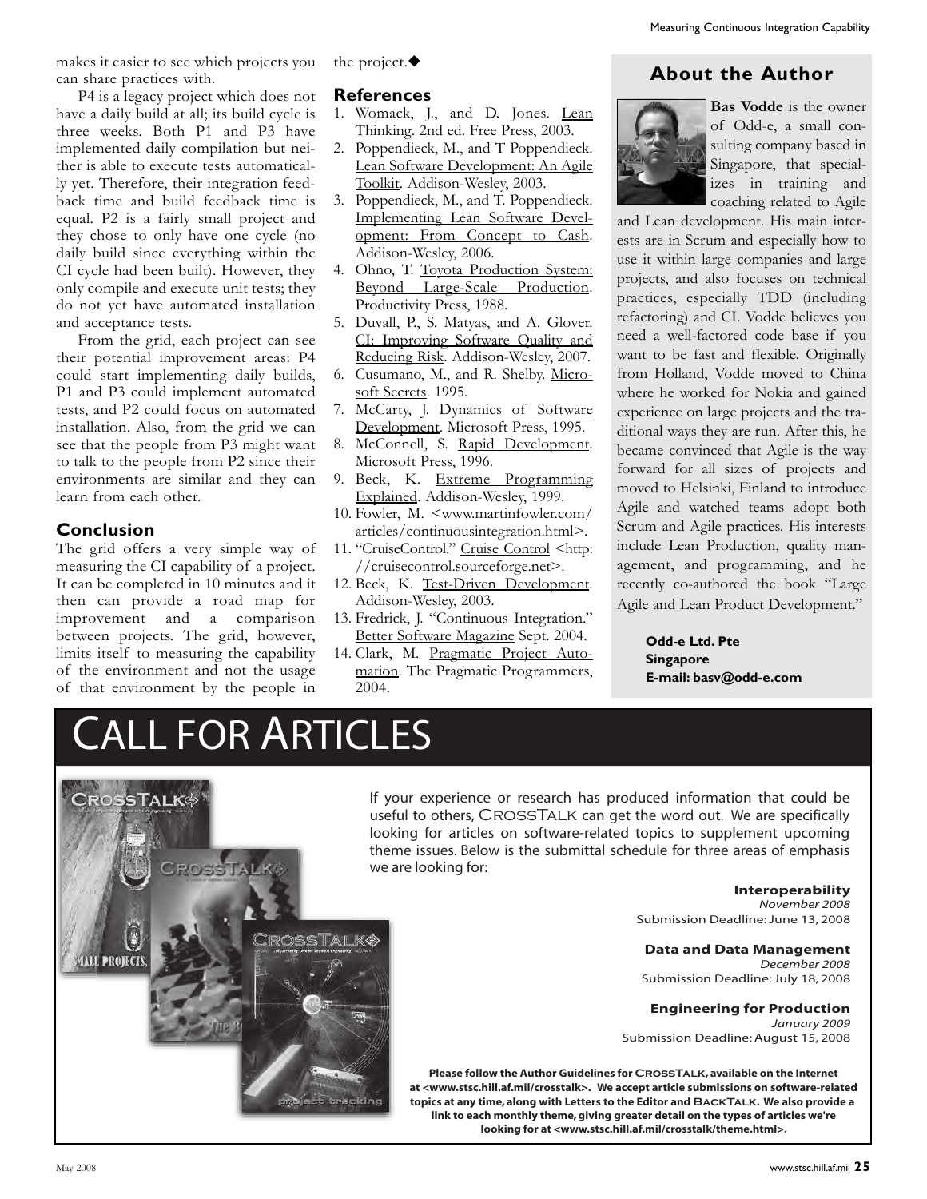makes it easier to see which projects you can share practices with.

P4 is a legacy project which does not have a daily build at all; its build cycle is three weeks. Both P1 and P3 have implemented daily compilation but neither is able to execute tests automatically yet. Therefore, their integration feedback time and build feedback time is equal. P2 is a fairly small project and they chose to only have one cycle (no daily build since everything within the CI cycle had been built). However, they only compile and execute unit tests; they do not yet have automated installation and acceptance tests.

From the grid, each project can see their potential improvement areas: P4 could start implementing daily builds, P1 and P3 could implement automated tests, and P2 could focus on automated installation. Also, from the grid we can see that the people from P3 might want to talk to the people from P2 since their environments are similar and they can learn from each other.

### Conclusion

The grid offers a very simple way of measuring the CI capability of a project. It can be completed in 10 minutes and it then can provide a road map for improvement and a comparison between projects. The grid, however, limits itself to measuring the capability of the environment and not the usage of that environment by the people in the project.◆

### References

1. Womack, J., and D. Jones. Lean Thinking. 2nd ed. Free Press, 2003.
2. Poppendieck, M., and T Poppendieck. Lean Software Development: An Agile Toolkit. Addison-Wesley, 2003.
3. Poppendieck, M., and T. Poppendieck. Implementing Lean Software Development: From Concept to Cash. Addison-Wesley, 2006.
4. Ohno, T. Toyota Production System: Beyond Large-Scale Production. Productivity Press, 1988.
5. Duvall, P., S. Matyas, and A. Glover. CI: Improving Software Quality and Reducing Risk. Addison-Wesley, 2007.
6. Cusumano, M., and R. Shelby. Microsoft Secrets. 1995.
7. McCarty, J. Dynamics of Software Development. Microsoft Press, 1995.
8. McConnell, S. Rapid Development. Microsoft Press, 1996.
9. Beck, K. Extreme Programming Explained. Addison-Wesley, 1999.
10. Fowler, M. <www.martinfowler.com/articles/continuousintegration.html>.
11. "CruiseControl." Cruise Control <http://cruisecontrol.sourceforge.net>.
12. Beck, K. Test-Driven Development. Addison-Wesley, 2003.
13. Fredrick, J. "Continuous Integration." Better Software Magazine Sept. 2004.
14. Clark, M. Pragmatic Project Automation. The Pragmatic Programmers, 2004.

### About the Author

**Bas Vodde** is the owner of Odd-e, a small consulting company based in Singapore, that specializes in training and coaching related to Agile and Lean development. His main interests are in Scrum and especially how to use it within large companies and large projects, and also focuses on technical practices, especially TDD (including refactoring) and CI. Vodde believes you need a well-factored code base if you want to be fast and flexible. Originally from Holland, Vodde moved to China where he worked for Nokia and gained experience on large projects and the traditional ways they are run. After this, he became convinced that Agile is the way forward for all sizes of projects and moved to Helsinki, Finland to introduce Agile and watched teams adopt both Scrum and Agile practices. His interests include Lean Production, quality management, and programming, and he recently co-authored the book "Large Agile and Lean Product Development."

**Odd-e Ltd. Pte**
**Singapore**
**E-mail: basv@odd-e.com**

# CALL FOR ARTICLES

If your experience or research has produced information that could be useful to others, CROSSTALK can get the word out. We are specifically looking for articles on software-related topics to supplement upcoming theme issues. Below is the submittal schedule for three areas of emphasis we are looking for:

**Interoperability**
*November 2008*
Submission Deadline: June 13, 2008

**Data and Data Management**
*December 2008*
Submission Deadline: July 18, 2008

**Engineering for Production**
*January 2009*
Submission Deadline: August 15, 2008

**Please follow the Author Guidelines for CROSSTALK, available on the Internet at <www.stsc.hill.af.mil/crosstalk>. We accept article submissions on software-related topics at any time, along with Letters to the Editor and BACKTALK. We also provide a link to each monthly theme, giving greater detail on the types of articles we're looking for at <www.stsc.hill.af.mil/crosstalk/theme.html>.**